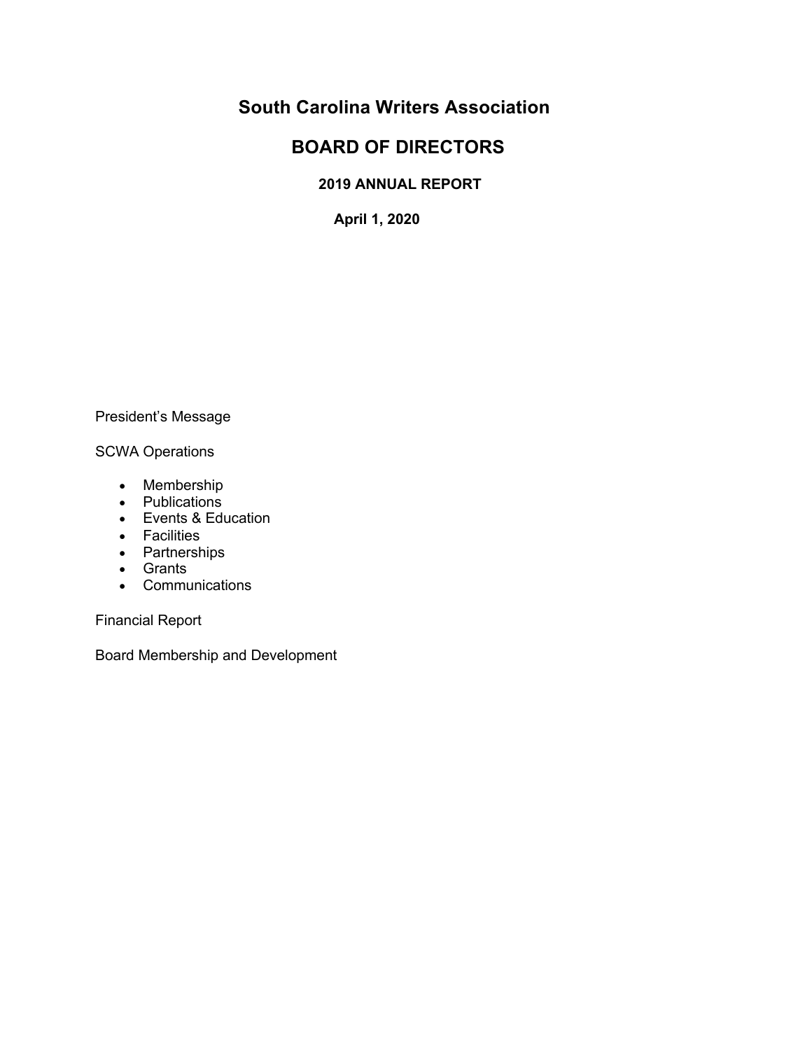# South Carolina Writers Association

## BOARD OF DIRECTORS

### 2019 ANNUAL REPORT

**April 1, 2020**

President's Message

SCWA Operations

- Membership
- Publications
- Events & Education
- Facilities
- Partnerships
- Grants
- Communications

Financial Report

Board Membership and Development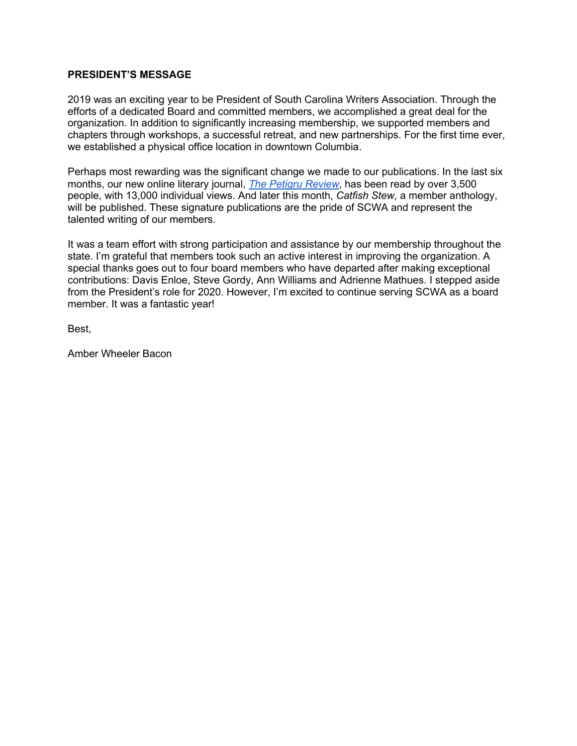## PRESIDENT'S MESSAGE

2019 was an exciting year to be President of South Carolina Writers Association. Through the efforts of a dedicated Board and committed members, we accomplished a great deal for the organization. In addition to significantly increasing membership, we supported members and chapters through workshops, a successful retreat, and new partnerships. For the first time ever, we established a physical office location in downtown Columbia.

Perhaps most rewarding was the significant change we made to our publications. In the last six months, our new online literary journal, *The Petigru Review*, has been read by over 3,500 people, with 13,000 individual views. And later this month, *Catfish Stew,* a member anthology, will be published. These signature publications are the pride of SCWA and represent the talented writing of our members.

It was a team effort with strong participation and assistance by our membership throughout the state. I'm grateful that members took such an active interest in improving the organization. A special thanks goes out to four board members who have departed after making exceptional contributions: Davis Enloe, Steve Gordy, Ann Williams and Adrienne Mathues. I stepped aside from the President's role for 2020. However, I'm excited to continue serving SCWA as a board member. It was a fantastic year!

Best,

Amber Wheeler Bacon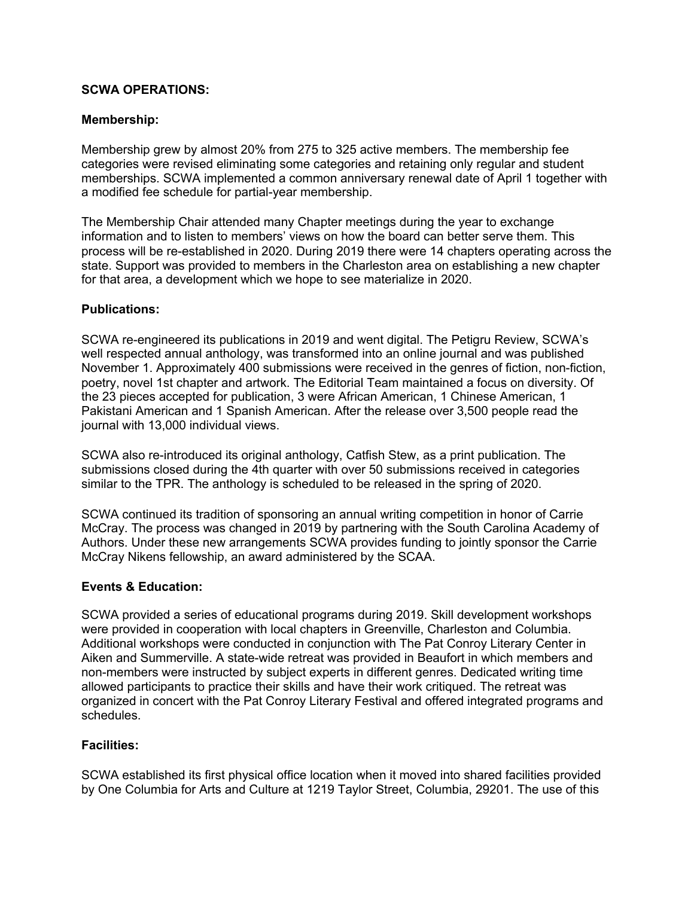**SCWA OPERATIONS:**

**Membership:**

Membership grew by almost 20% from 275 to 325 active members. The membership fee categories were revised eliminating some categories and retaining only regular and student memberships. SCWA implemented a common anniversary renewal date of April 1 together with a modified fee schedule for partial-year membership.

The Membership Chair attended many Chapter meetings during the year to exchange information and to listen to members' views on how the board can better serve them. This process will be re-established in 2020. During 2019 there were 14 chapters operating across the state. Support was provided to members in the Charleston area on establishing a new chapter for that area, a development which we hope to see materialize in 2020.

**Publications:**

SCWA re-engineered its publications in 2019 and went digital. The Petigru Review, SCWA's well respected annual anthology, was transformed into an online journal and was published November 1. Approximately 400 submissions were received in the genres of fiction, non-fiction, poetry, novel 1st chapter and artwork. The Editorial Team maintained a focus on diversity. Of the 23 pieces accepted for publication, 3 were African American, 1 Chinese American, 1 Pakistani American and 1 Spanish American. After the release over 3,500 people read the journal with 13,000 individual views.

SCWA also re-introduced its original anthology, Catfish Stew, as a print publication. The submissions closed during the 4th quarter with over 50 submissions received in categories similar to the TPR. The anthology is scheduled to be released in the spring of 2020.

SCWA continued its tradition of sponsoring an annual writing competition in honor of Carrie McCray. The process was changed in 2019 by partnering with the South Carolina Academy of Authors. Under these new arrangements SCWA provides funding to jointly sponsor the Carrie McCray Nikens fellowship, an award administered by the SCAA.

**Events & Education:**

SCWA provided a series of educational programs during 2019. Skill development workshops were provided in cooperation with local chapters in Greenville, Charleston and Columbia. Additional workshops were conducted in conjunction with The Pat Conroy Literary Center in Aiken and Summerville. A state-wide retreat was provided in Beaufort in which members and non-members were instructed by subject experts in different genres. Dedicated writing time allowed participants to practice their skills and have their work critiqued. The retreat was organized in concert with the Pat Conroy Literary Festival and offered integrated programs and schedules.

**Facilities:**

SCWA established its first physical office location when it moved into shared facilities provided by One Columbia for Arts and Culture at 1219 Taylor Street, Columbia, 29201. The use of this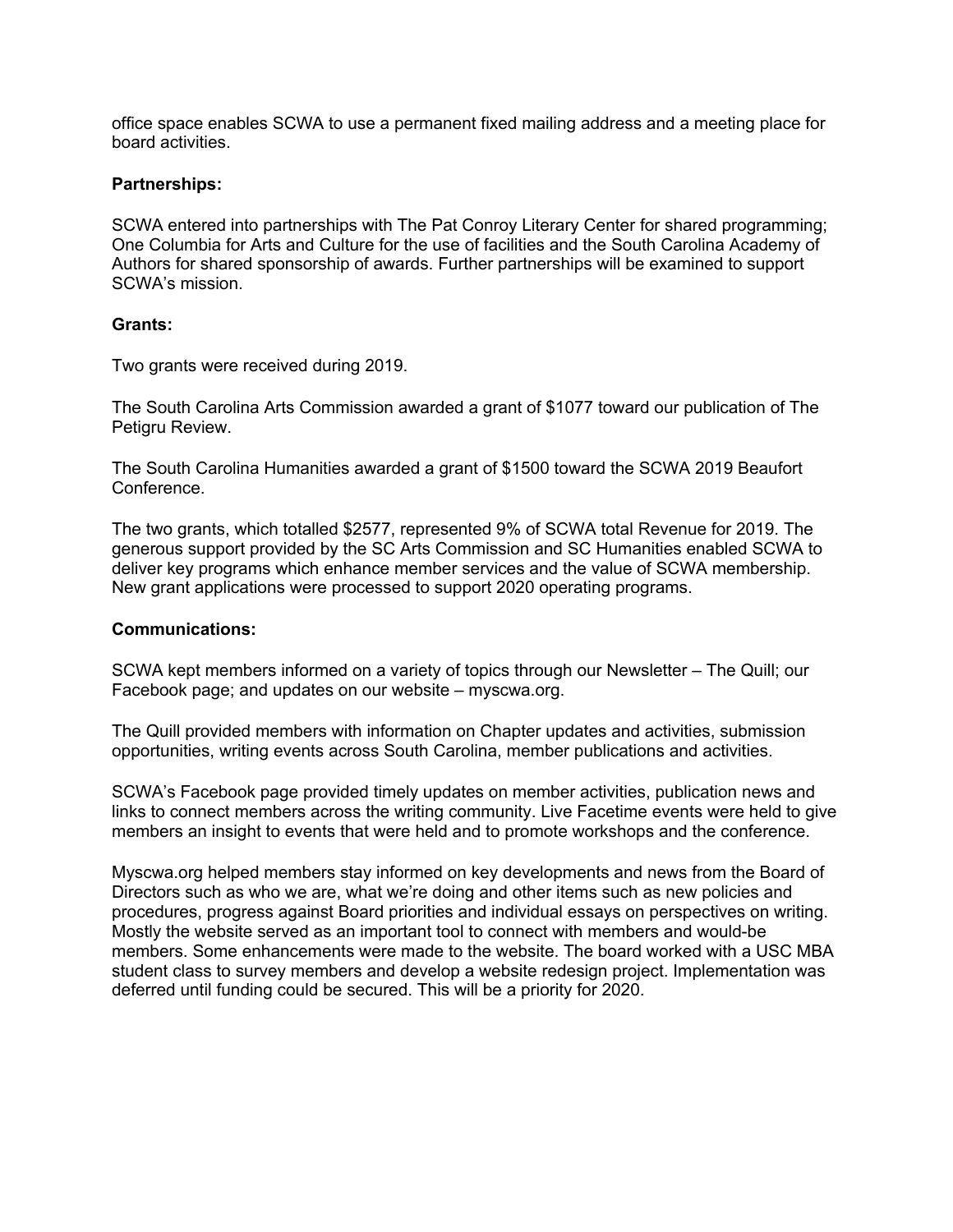office space enables SCWA to use a permanent fixed mailing address and a meeting place for board activities.

**Partnerships:**

SCWA entered into partnerships with The Pat Conroy Literary Center for shared programming; One Columbia for Arts and Culture for the use of facilities and the South Carolina Academy of Authors for shared sponsorship of awards. Further partnerships will be examined to support SCWA's mission.

**Grants:**

Two grants were received during 2019.

The South Carolina Arts Commission awarded a grant of $1077 toward our publication of The Petigru Review.

The South Carolina Humanities awarded a grant of $1500 toward the SCWA 2019 Beaufort Conference.

The two grants, which totalled $2577, represented 9% of SCWA total Revenue for 2019. The generous support provided by the SC Arts Commission and SC Humanities enabled SCWA to deliver key programs which enhance member services and the value of SCWA membership. New grant applications were processed to support 2020 operating programs.

**Communications:**

SCWA kept members informed on a variety of topics through our Newsletter – The Quill; our Facebook page; and updates on our website – myscwa.org.

The Quill provided members with information on Chapter updates and activities, submission opportunities, writing events across South Carolina, member publications and activities.

SCWA's Facebook page provided timely updates on member activities, publication news and links to connect members across the writing community. Live Facetime events were held to give members an insight to events that were held and to promote workshops and the conference.

Myscwa.org helped members stay informed on key developments and news from the Board of Directors such as who we are, what we're doing and other items such as new policies and procedures, progress against Board priorities and individual essays on perspectives on writing. Mostly the website served as an important tool to connect with members and would-be members. Some enhancements were made to the website. The board worked with a USC MBA student class to survey members and develop a website redesign project. Implementation was deferred until funding could be secured. This will be a priority for 2020.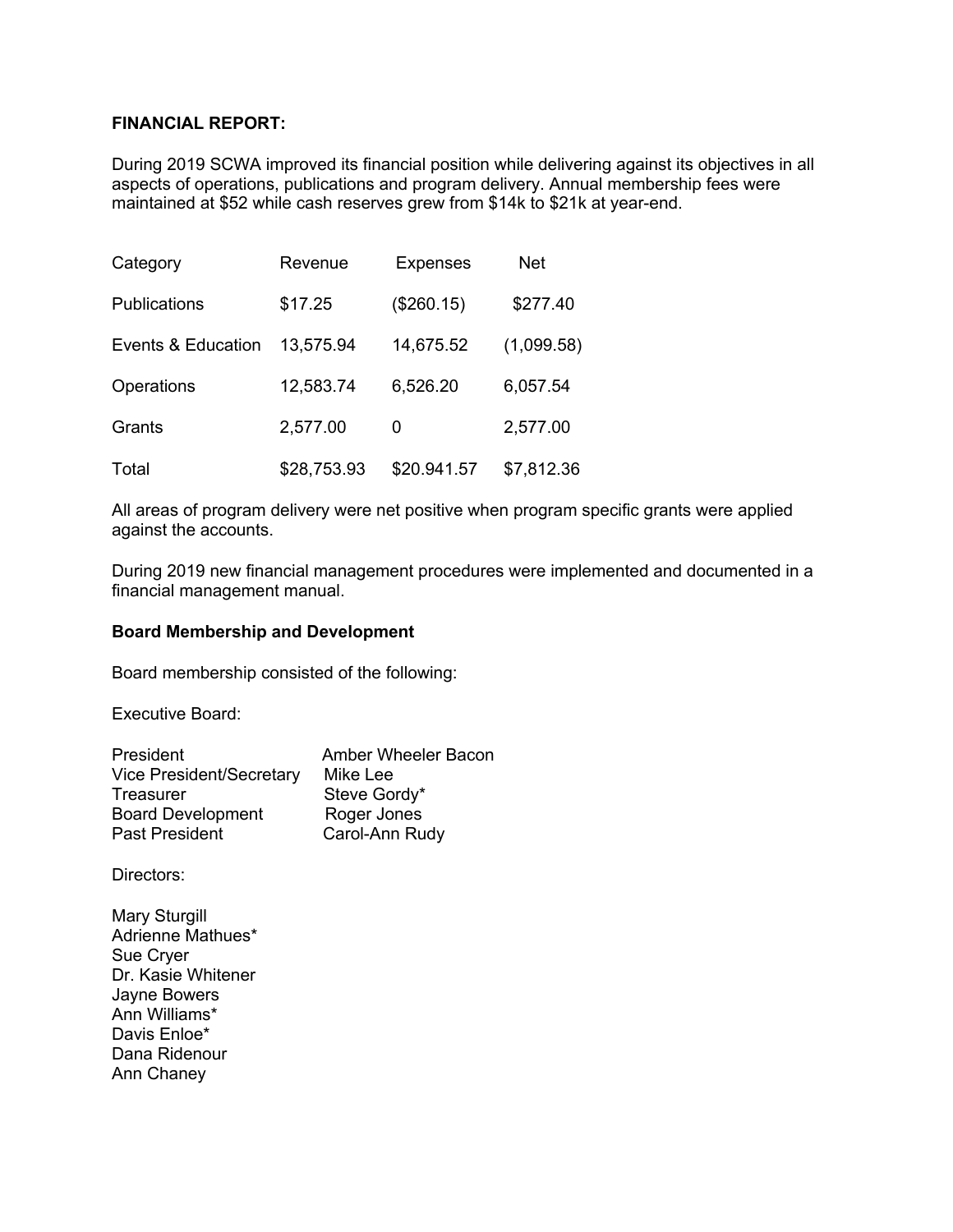**FINANCIAL REPORT:**

During 2019 SCWA improved its financial position while delivering against its objectives in all aspects of operations, publications and program delivery. Annual membership fees were maintained at $52 while cash reserves grew from $14k to $21k at year-end.

| Category | Revenue | Expenses | Net |
|---|---|---|---|
| Publications | $17.25 | ($260.15) | $277.40 |
| Events & Education | 13,575.94 | 14,675.52 | (1,099.58) |
| Operations | 12,583.74 | 6,526.20 | 6,057.54 |
| Grants | 2,577.00 | 0 | 2,577.00 |
| Total | $28,753.93 | $20.941.57 | $7,812.36 |

All areas of program delivery were net positive when program specific grants were applied against the accounts.

During 2019 new financial management procedures were implemented and documented in a financial management manual.

**Board Membership and Development**

Board membership consisted of the following:

Executive Board:

| | |
|---|---|
| President | Amber Wheeler Bacon |
| Vice President/Secretary | Mike Lee |
| Treasurer | Steve Gordy* |
| Board Development | Roger Jones |
| Past President | Carol-Ann Rudy |

Directors:

Mary Sturgill  
Adrienne Mathues*  
Sue Cryer  
Dr. Kasie Whitener  
Jayne Bowers  
Ann Williams*  
Davis Enloe*  
Dana Ridenour  
Ann Chaney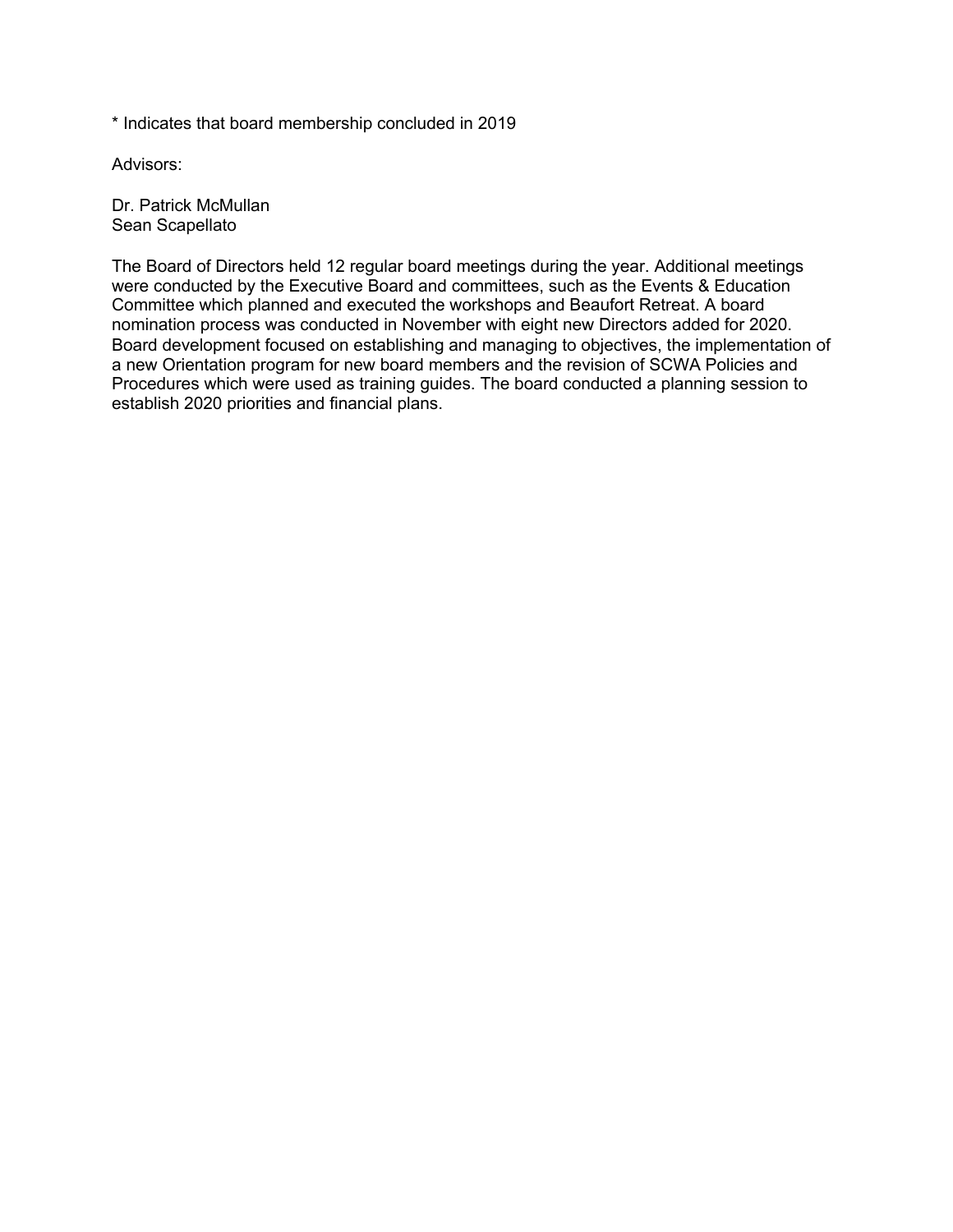* Indicates that board membership concluded in 2019

Advisors:

Dr. Patrick McMullan
Sean Scapellato

The Board of Directors held 12 regular board meetings during the year. Additional meetings were conducted by the Executive Board and committees, such as the Events & Education Committee which planned and executed the workshops and Beaufort Retreat. A board nomination process was conducted in November with eight new Directors added for 2020. Board development focused on establishing and managing to objectives, the implementation of a new Orientation program for new board members and the revision of SCWA Policies and Procedures which were used as training guides. The board conducted a planning session to establish 2020 priorities and financial plans.